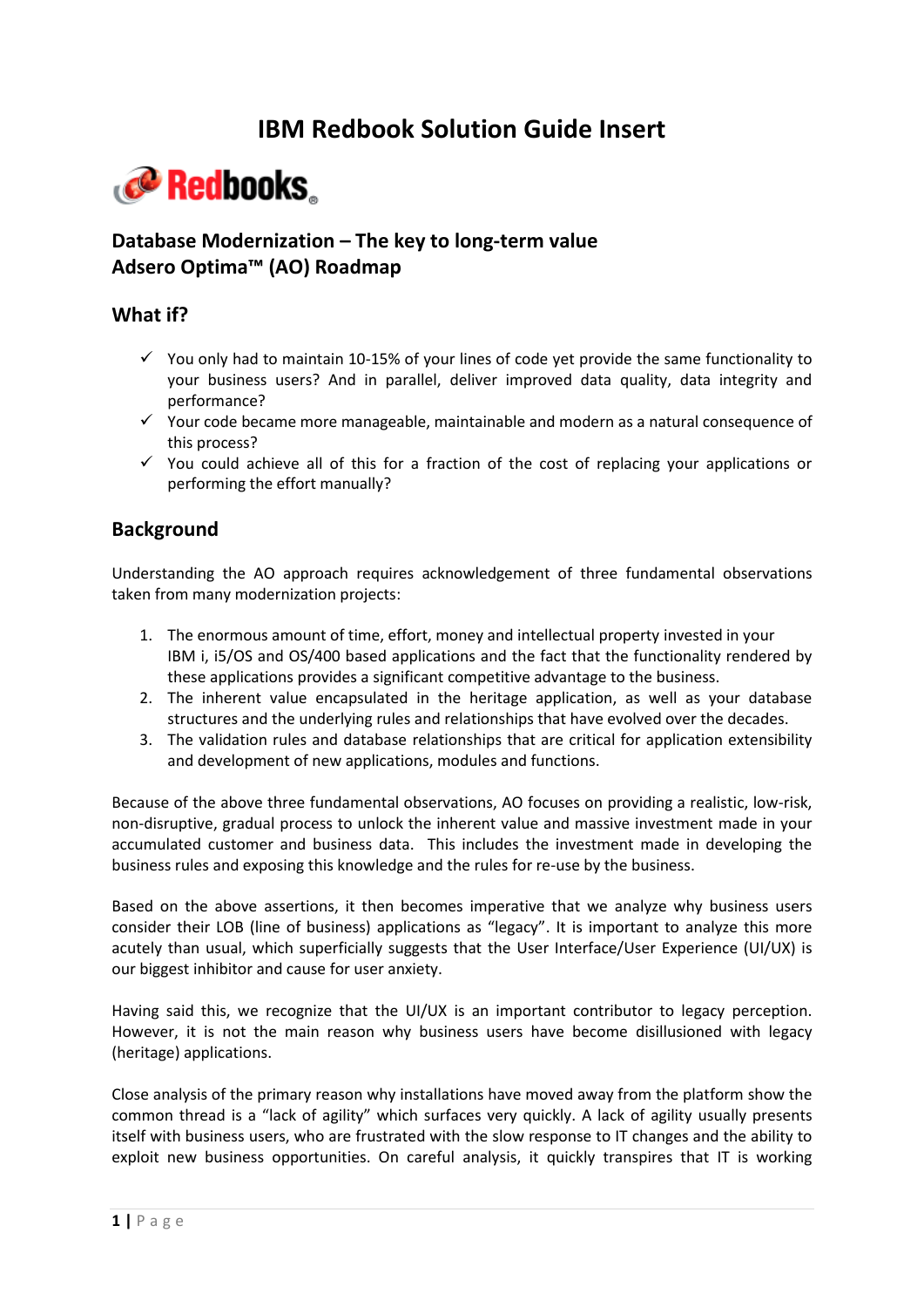# IBM Redbook Solution Guide Insert

Redbooks®

## Database Modernization – The key to long-term value
## Adsero Optima™ (AO) Roadmap

## What if?

- ✓ You only had to maintain 10-15% of your lines of code yet provide the same functionality to your business users? And in parallel, deliver improved data quality, data integrity and performance?
- ✓ Your code became more manageable, maintainable and modern as a natural consequence of this process?
- ✓ You could achieve all of this for a fraction of the cost of replacing your applications or performing the effort manually?

## Background

Understanding the AO approach requires acknowledgement of three fundamental observations taken from many modernization projects:

1. The enormous amount of time, effort, money and intellectual property invested in your IBM i, i5/OS and OS/400 based applications and the fact that the functionality rendered by these applications provides a significant competitive advantage to the business.
2. The inherent value encapsulated in the heritage application, as well as your database structures and the underlying rules and relationships that have evolved over the decades.
3. The validation rules and database relationships that are critical for application extensibility and development of new applications, modules and functions.

Because of the above three fundamental observations, AO focuses on providing a realistic, low-risk, non-disruptive, gradual process to unlock the inherent value and massive investment made in your accumulated customer and business data. This includes the investment made in developing the business rules and exposing this knowledge and the rules for re-use by the business.

Based on the above assertions, it then becomes imperative that we analyze why business users consider their LOB (line of business) applications as "legacy". It is important to analyze this more acutely than usual, which superficially suggests that the User Interface/User Experience (UI/UX) is our biggest inhibitor and cause for user anxiety.

Having said this, we recognize that the UI/UX is an important contributor to legacy perception. However, it is not the main reason why business users have become disillusioned with legacy (heritage) applications.

Close analysis of the primary reason why installations have moved away from the platform show the common thread is a "lack of agility" which surfaces very quickly. A lack of agility usually presents itself with business users, who are frustrated with the slow response to IT changes and the ability to exploit new business opportunities. On careful analysis, it quickly transpires that IT is working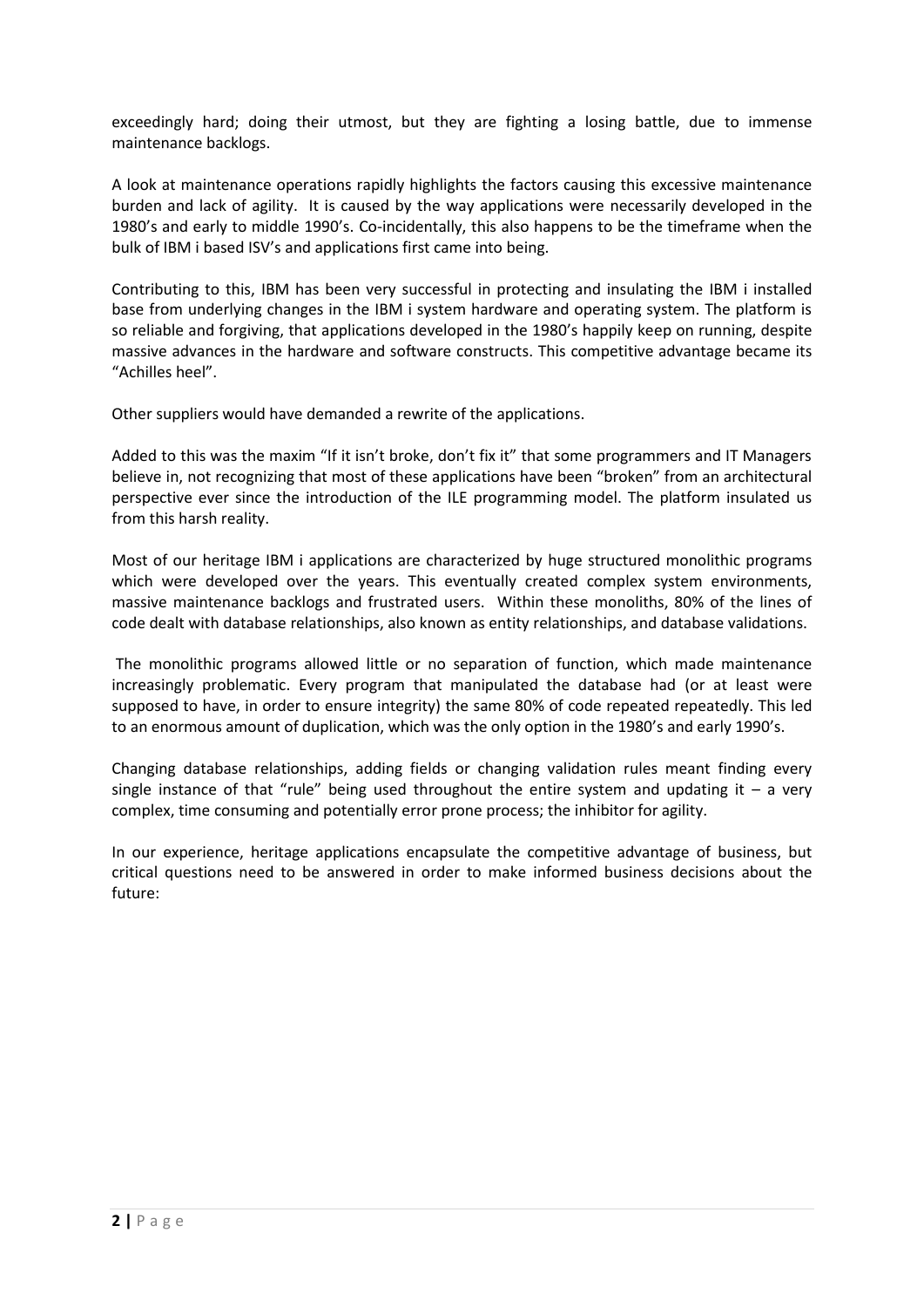exceedingly hard; doing their utmost, but they are fighting a losing battle, due to immense maintenance backlogs.

A look at maintenance operations rapidly highlights the factors causing this excessive maintenance burden and lack of agility. It is caused by the way applications were necessarily developed in the 1980's and early to middle 1990's. Co-incidentally, this also happens to be the timeframe when the bulk of IBM i based ISV's and applications first came into being.

Contributing to this, IBM has been very successful in protecting and insulating the IBM i installed base from underlying changes in the IBM i system hardware and operating system. The platform is so reliable and forgiving, that applications developed in the 1980's happily keep on running, despite massive advances in the hardware and software constructs. This competitive advantage became its "Achilles heel".

Other suppliers would have demanded a rewrite of the applications.

Added to this was the maxim "If it isn't broke, don't fix it" that some programmers and IT Managers believe in, not recognizing that most of these applications have been "broken" from an architectural perspective ever since the introduction of the ILE programming model. The platform insulated us from this harsh reality.

Most of our heritage IBM i applications are characterized by huge structured monolithic programs which were developed over the years. This eventually created complex system environments, massive maintenance backlogs and frustrated users. Within these monoliths, 80% of the lines of code dealt with database relationships, also known as entity relationships, and database validations.

The monolithic programs allowed little or no separation of function, which made maintenance increasingly problematic. Every program that manipulated the database had (or at least were supposed to have, in order to ensure integrity) the same 80% of code repeated repeatedly. This led to an enormous amount of duplication, which was the only option in the 1980's and early 1990's.

Changing database relationships, adding fields or changing validation rules meant finding every single instance of that "rule" being used throughout the entire system and updating it – a very complex, time consuming and potentially error prone process; the inhibitor for agility.

In our experience, heritage applications encapsulate the competitive advantage of business, but critical questions need to be answered in order to make informed business decisions about the future: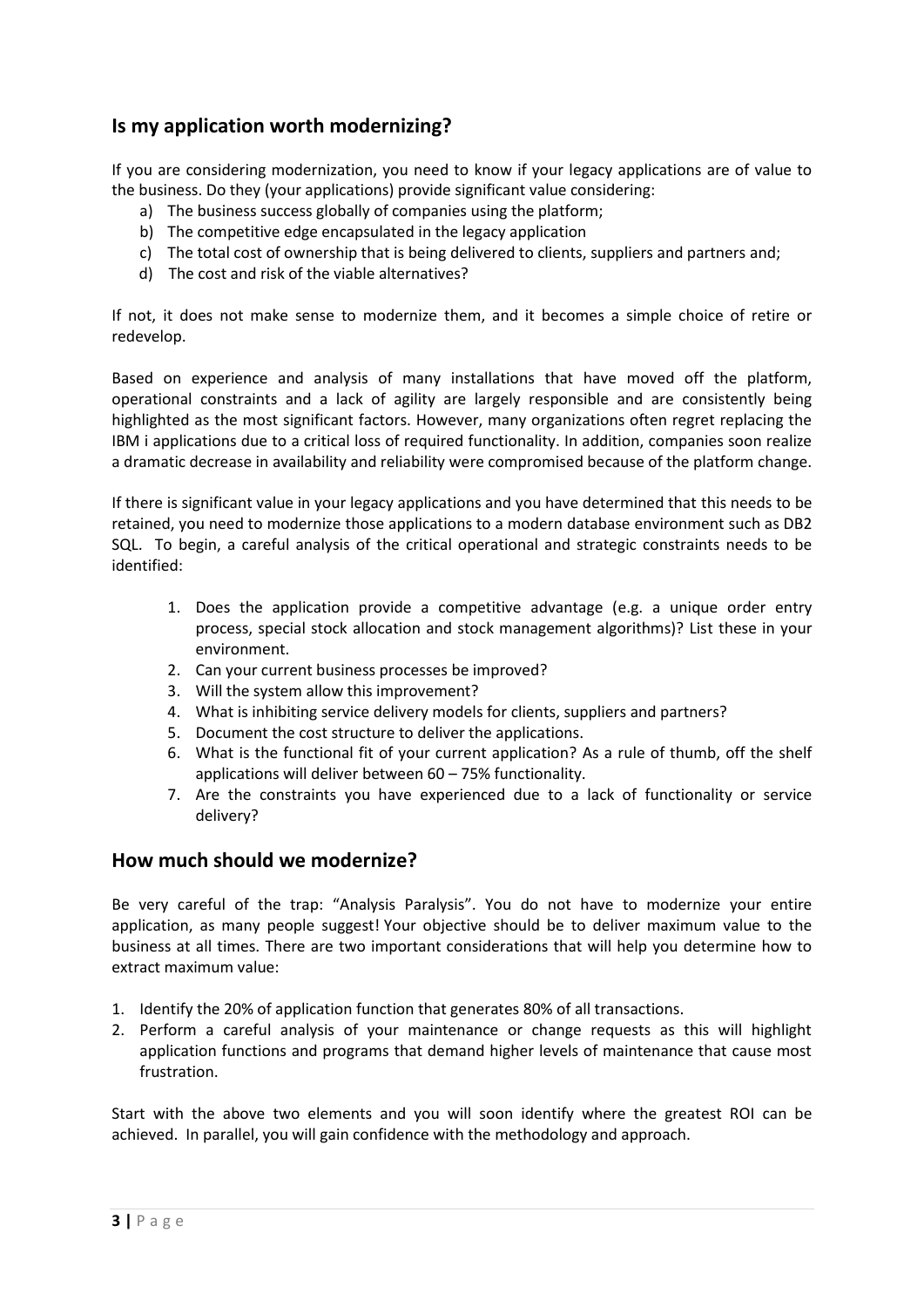## Is my application worth modernizing?

If you are considering modernization, you need to know if your legacy applications are of value to the business. Do they (your applications) provide significant value considering:

a) The business success globally of companies using the platform;
b) The competitive edge encapsulated in the legacy application
c) The total cost of ownership that is being delivered to clients, suppliers and partners and;
d) The cost and risk of the viable alternatives?

If not, it does not make sense to modernize them, and it becomes a simple choice of retire or redevelop.

Based on experience and analysis of many installations that have moved off the platform, operational constraints and a lack of agility are largely responsible and are consistently being highlighted as the most significant factors. However, many organizations often regret replacing the IBM i applications due to a critical loss of required functionality. In addition, companies soon realize a dramatic decrease in availability and reliability were compromised because of the platform change.

If there is significant value in your legacy applications and you have determined that this needs to be retained, you need to modernize those applications to a modern database environment such as DB2 SQL. To begin, a careful analysis of the critical operational and strategic constraints needs to be identified:

1. Does the application provide a competitive advantage (e.g. a unique order entry process, special stock allocation and stock management algorithms)? List these in your environment.
2. Can your current business processes be improved?
3. Will the system allow this improvement?
4. What is inhibiting service delivery models for clients, suppliers and partners?
5. Document the cost structure to deliver the applications.
6. What is the functional fit of your current application? As a rule of thumb, off the shelf applications will deliver between 60 – 75% functionality.
7. Are the constraints you have experienced due to a lack of functionality or service delivery?

## How much should we modernize?

Be very careful of the trap: “Analysis Paralysis”. You do not have to modernize your entire application, as many people suggest! Your objective should be to deliver maximum value to the business at all times. There are two important considerations that will help you determine how to extract maximum value:

1. Identify the 20% of application function that generates 80% of all transactions.
2. Perform a careful analysis of your maintenance or change requests as this will highlight application functions and programs that demand higher levels of maintenance that cause most frustration.

Start with the above two elements and you will soon identify where the greatest ROI can be achieved. In parallel, you will gain confidence with the methodology and approach.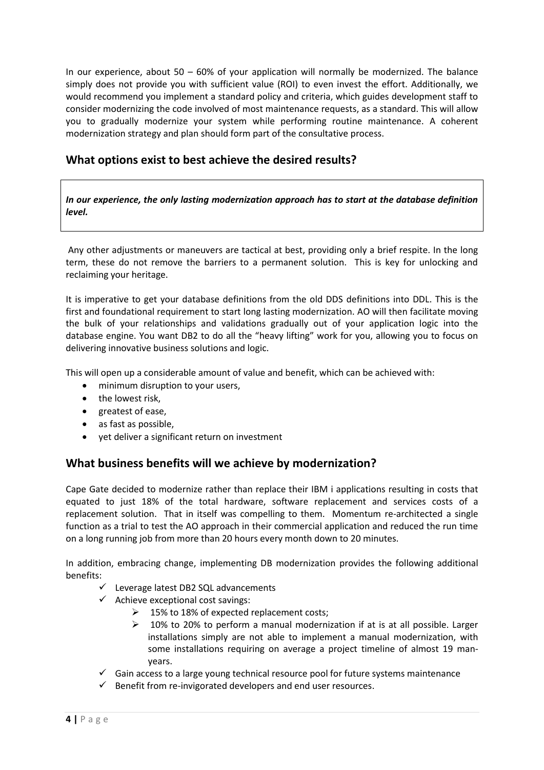In our experience, about 50 – 60% of your application will normally be modernized. The balance simply does not provide you with sufficient value (ROI) to even invest the effort. Additionally, we would recommend you implement a standard policy and criteria, which guides development staff to consider modernizing the code involved of most maintenance requests, as a standard. This will allow you to gradually modernize your system while performing routine maintenance. A coherent modernization strategy and plan should form part of the consultative process.

## What options exist to best achieve the desired results?

> ***In our experience, the only lasting modernization approach has to start at the database definition level.***

Any other adjustments or maneuvers are tactical at best, providing only a brief respite. In the long term, these do not remove the barriers to a permanent solution. This is key for unlocking and reclaiming your heritage.

It is imperative to get your database definitions from the old DDS definitions into DDL. This is the first and foundational requirement to start long lasting modernization. AO will then facilitate moving the bulk of your relationships and validations gradually out of your application logic into the database engine. You want DB2 to do all the "heavy lifting" work for you, allowing you to focus on delivering innovative business solutions and logic.

This will open up a considerable amount of value and benefit, which can be achieved with:

- minimum disruption to your users,
- the lowest risk,
- greatest of ease,
- as fast as possible,
- yet deliver a significant return on investment

## What business benefits will we achieve by modernization?

Cape Gate decided to modernize rather than replace their IBM i applications resulting in costs that equated to just 18% of the total hardware, software replacement and services costs of a replacement solution. That in itself was compelling to them. Momentum re-architected a single function as a trial to test the AO approach in their commercial application and reduced the run time on a long running job from more than 20 hours every month down to 20 minutes.

In addition, embracing change, implementing DB modernization provides the following additional benefits:

- ✓ Leverage latest DB2 SQL advancements
- ✓ Achieve exceptional cost savings:
  - ➢ 15% to 18% of expected replacement costs;
  - ➢ 10% to 20% to perform a manual modernization if at is at all possible. Larger installations simply are not able to implement a manual modernization, with some installations requiring on average a project timeline of almost 19 man-years.
- ✓ Gain access to a large young technical resource pool for future systems maintenance
- ✓ Benefit from re-invigorated developers and end user resources.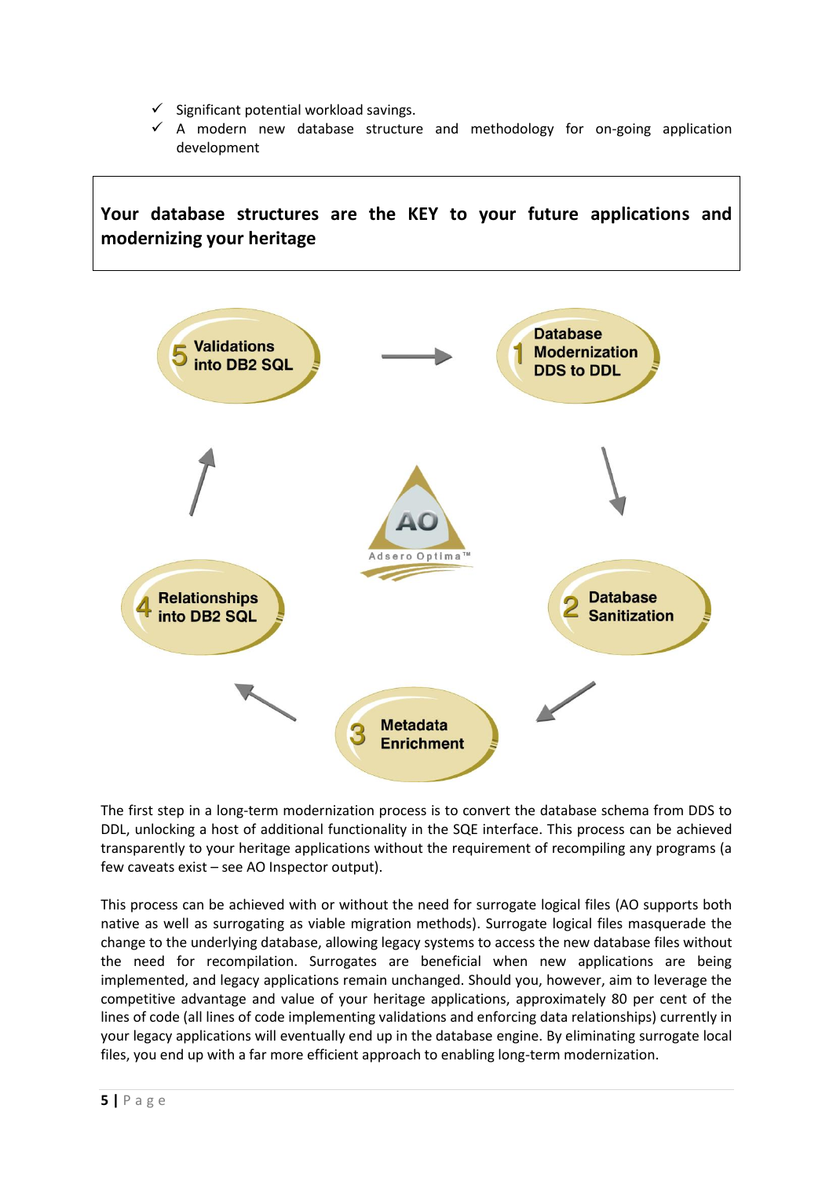- ✓ Significant potential workload savings.
- ✓ A modern new database structure and methodology for on-going application development

**Your database structures are the KEY to your future applications and modernizing your heritage**

1 Database Modernization DDS to DDL

2 Database Sanitization

3 Metadata Enrichment

4 Relationships into DB2 SQL

5 Validations into DB2 SQL

AO Adsero Optima™

The first step in a long-term modernization process is to convert the database schema from DDS to DDL, unlocking a host of additional functionality in the SQE interface. This process can be achieved transparently to your heritage applications without the requirement of recompiling any programs (a few caveats exist – see AO Inspector output).

This process can be achieved with or without the need for surrogate logical files (AO supports both native as well as surrogating as viable migration methods). Surrogate logical files masquerade the change to the underlying database, allowing legacy systems to access the new database files without the need for recompilation. Surrogates are beneficial when new applications are being implemented, and legacy applications remain unchanged. Should you, however, aim to leverage the competitive advantage and value of your heritage applications, approximately 80 per cent of the lines of code (all lines of code implementing validations and enforcing data relationships) currently in your legacy applications will eventually end up in the database engine. By eliminating surrogate local files, you end up with a far more efficient approach to enabling long-term modernization.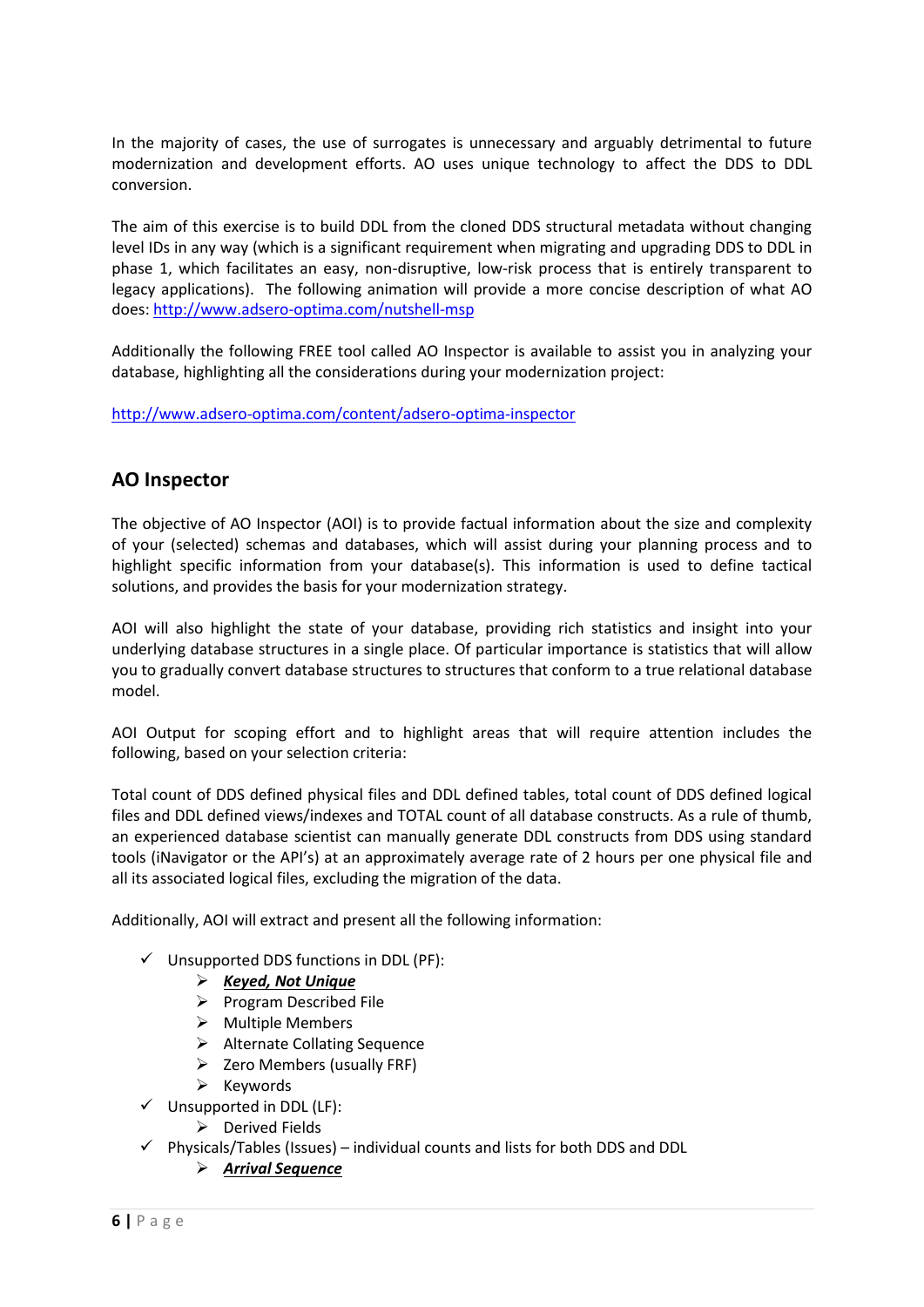In the majority of cases, the use of surrogates is unnecessary and arguably detrimental to future modernization and development efforts. AO uses unique technology to affect the DDS to DDL conversion.

The aim of this exercise is to build DDL from the cloned DDS structural metadata without changing level IDs in any way (which is a significant requirement when migrating and upgrading DDS to DDL in phase 1, which facilitates an easy, non-disruptive, low-risk process that is entirely transparent to legacy applications). The following animation will provide a more concise description of what AO does: http://www.adsero-optima.com/nutshell-msp

Additionally the following FREE tool called AO Inspector is available to assist you in analyzing your database, highlighting all the considerations during your modernization project:

http://www.adsero-optima.com/content/adsero-optima-inspector

## AO Inspector

The objective of AO Inspector (AOI) is to provide factual information about the size and complexity of your (selected) schemas and databases, which will assist during your planning process and to highlight specific information from your database(s). This information is used to define tactical solutions, and provides the basis for your modernization strategy.

AOI will also highlight the state of your database, providing rich statistics and insight into your underlying database structures in a single place. Of particular importance is statistics that will allow you to gradually convert database structures to structures that conform to a true relational database model.

AOI Output for scoping effort and to highlight areas that will require attention includes the following, based on your selection criteria:

Total count of DDS defined physical files and DDL defined tables, total count of DDS defined logical files and DDL defined views/indexes and TOTAL count of all database constructs. As a rule of thumb, an experienced database scientist can manually generate DDL constructs from DDS using standard tools (iNavigator or the API's) at an approximately average rate of 2 hours per one physical file and all its associated logical files, excluding the migration of the data.

Additionally, AOI will extract and present all the following information:

- ✓ Unsupported DDS functions in DDL (PF):
  - ➢ ***Keyed, Not Unique***
  - ➢ Program Described File
  - ➢ Multiple Members
  - ➢ Alternate Collating Sequence
  - ➢ Zero Members (usually FRF)
  - ➢ Keywords
- ✓ Unsupported in DDL (LF):
  - ➢ Derived Fields
- ✓ Physicals/Tables (Issues) – individual counts and lists for both DDS and DDL
  - ➢ ***Arrival Sequence***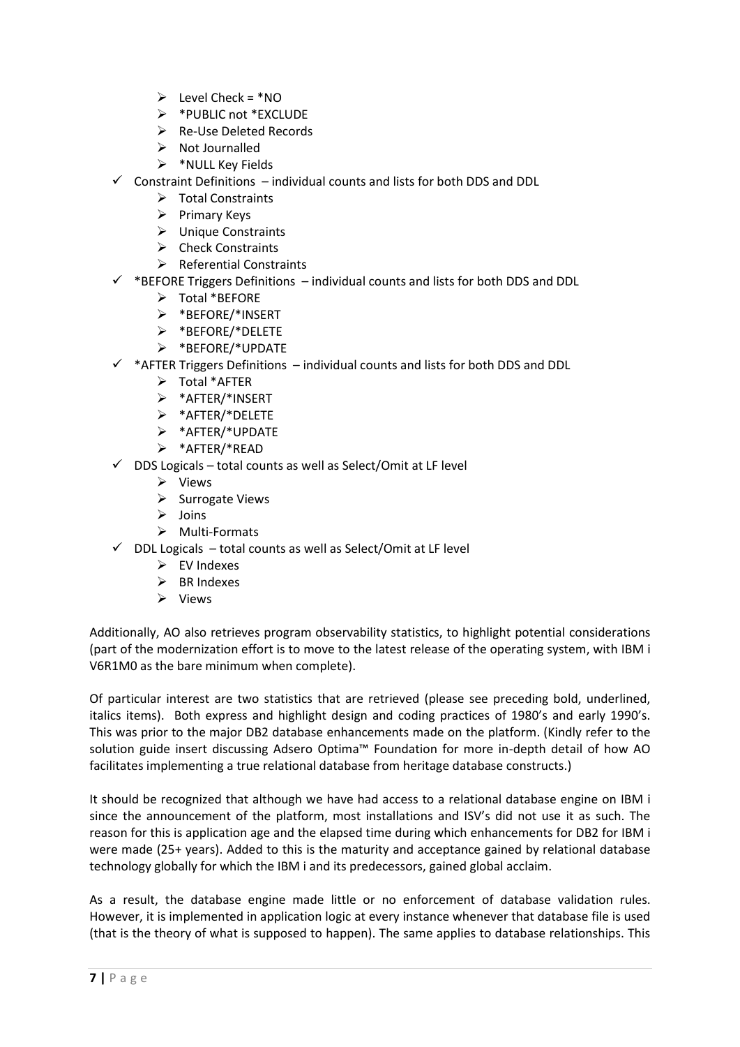- Level Check = *NO
    - *PUBLIC not *EXCLUDE
    - Re-Use Deleted Records
    - Not Journalled
    - *NULL Key Fields
- ✓ Constraint Definitions – individual counts and lists for both DDS and DDL
    - Total Constraints
    - Primary Keys
    - Unique Constraints
    - Check Constraints
    - Referential Constraints
- ✓ *BEFORE Triggers Definitions – individual counts and lists for both DDS and DDL
    - Total *BEFORE
    - *BEFORE/*INSERT
    - *BEFORE/*DELETE
    - *BEFORE/*UPDATE
- ✓ *AFTER Triggers Definitions – individual counts and lists for both DDS and DDL
    - Total *AFTER
    - *AFTER/*INSERT
    - *AFTER/*DELETE
    - *AFTER/*UPDATE
    - *AFTER/*READ
- ✓ DDS Logicals – total counts as well as Select/Omit at LF level
    - Views
    - Surrogate Views
    - Joins
    - Multi-Formats
- ✓ DDL Logicals – total counts as well as Select/Omit at LF level
    - EV Indexes
    - BR Indexes
    - Views

Additionally, AO also retrieves program observability statistics, to highlight potential considerations (part of the modernization effort is to move to the latest release of the operating system, with IBM i V6R1M0 as the bare minimum when complete).

Of particular interest are two statistics that are retrieved (please see preceding bold, underlined, italics items). Both express and highlight design and coding practices of 1980's and early 1990's. This was prior to the major DB2 database enhancements made on the platform. (Kindly refer to the solution guide insert discussing Adsero Optima™ Foundation for more in-depth detail of how AO facilitates implementing a true relational database from heritage database constructs.)

It should be recognized that although we have had access to a relational database engine on IBM i since the announcement of the platform, most installations and ISV's did not use it as such. The reason for this is application age and the elapsed time during which enhancements for DB2 for IBM i were made (25+ years). Added to this is the maturity and acceptance gained by relational database technology globally for which the IBM i and its predecessors, gained global acclaim.

As a result, the database engine made little or no enforcement of database validation rules. However, it is implemented in application logic at every instance whenever that database file is used (that is the theory of what is supposed to happen). The same applies to database relationships. This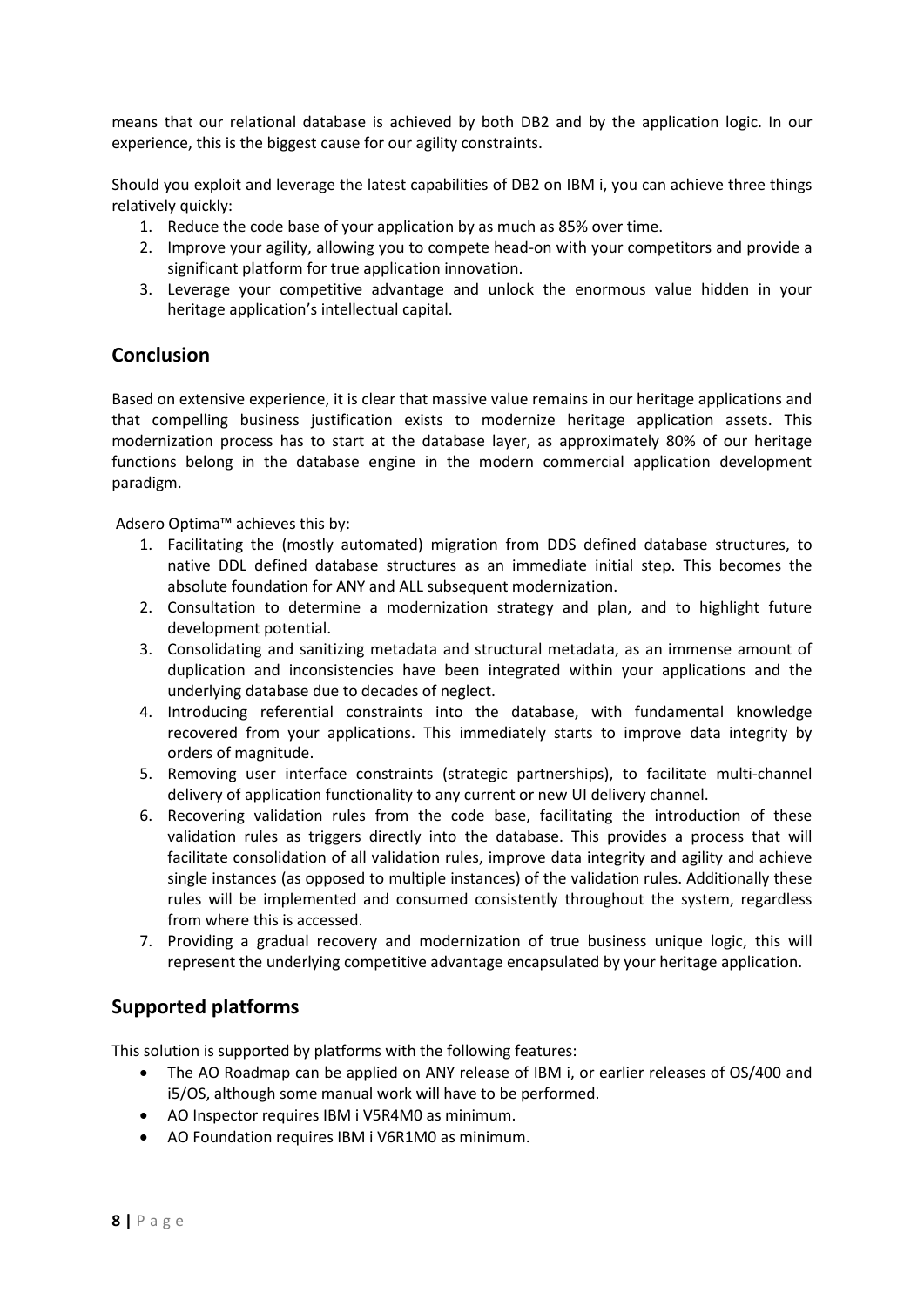means that our relational database is achieved by both DB2 and by the application logic. In our experience, this is the biggest cause for our agility constraints.

Should you exploit and leverage the latest capabilities of DB2 on IBM i, you can achieve three things relatively quickly:

1. Reduce the code base of your application by as much as 85% over time.
2. Improve your agility, allowing you to compete head-on with your competitors and provide a significant platform for true application innovation.
3. Leverage your competitive advantage and unlock the enormous value hidden in your heritage application's intellectual capital.

## Conclusion

Based on extensive experience, it is clear that massive value remains in our heritage applications and that compelling business justification exists to modernize heritage application assets. This modernization process has to start at the database layer, as approximately 80% of our heritage functions belong in the database engine in the modern commercial application development paradigm.

Adsero Optima™ achieves this by:

1. Facilitating the (mostly automated) migration from DDS defined database structures, to native DDL defined database structures as an immediate initial step. This becomes the absolute foundation for ANY and ALL subsequent modernization.
2. Consultation to determine a modernization strategy and plan, and to highlight future development potential.
3. Consolidating and sanitizing metadata and structural metadata, as an immense amount of duplication and inconsistencies have been integrated within your applications and the underlying database due to decades of neglect.
4. Introducing referential constraints into the database, with fundamental knowledge recovered from your applications. This immediately starts to improve data integrity by orders of magnitude.
5. Removing user interface constraints (strategic partnerships), to facilitate multi-channel delivery of application functionality to any current or new UI delivery channel.
6. Recovering validation rules from the code base, facilitating the introduction of these validation rules as triggers directly into the database. This provides a process that will facilitate consolidation of all validation rules, improve data integrity and agility and achieve single instances (as opposed to multiple instances) of the validation rules. Additionally these rules will be implemented and consumed consistently throughout the system, regardless from where this is accessed.
7. Providing a gradual recovery and modernization of true business unique logic, this will represent the underlying competitive advantage encapsulated by your heritage application.

## Supported platforms

This solution is supported by platforms with the following features:

- The AO Roadmap can be applied on ANY release of IBM i, or earlier releases of OS/400 and i5/OS, although some manual work will have to be performed.
- AO Inspector requires IBM i V5R4M0 as minimum.
- AO Foundation requires IBM i V6R1M0 as minimum.